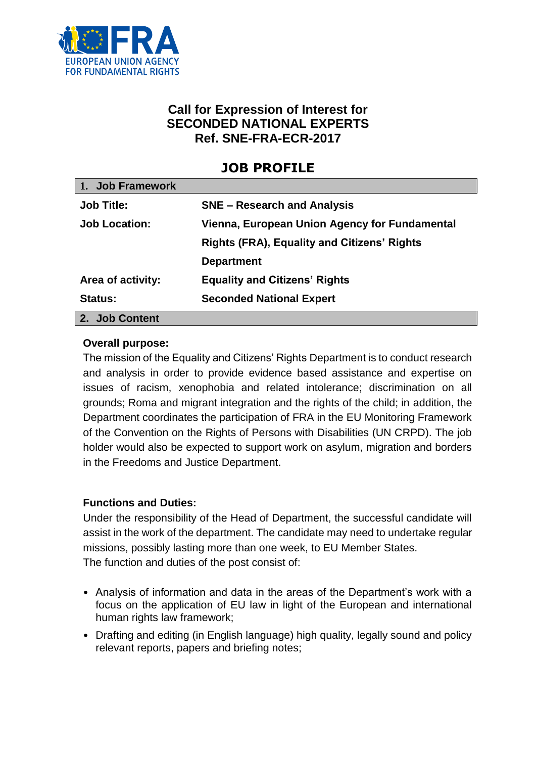EUROPEAN UNION AGENCY FOR FUNDAMENTAL RIGHTS

# Call for Expression of Interest for SECONDED NATIONAL EXPERTS Ref. SNE-FRA-ECR-2017

## JOB PROFILE

| 1. Job Framework | |
|---|---|
| **Job Title:** | **SNE – Research and Analysis** |
| **Job Location:** | **Vienna, European Union Agency for Fundamental Rights (FRA), Equality and Citizens' Rights Department** |
| **Area of activity:** | **Equality and Citizens' Rights** |
| **Status:** | **Seconded National Expert** |

### 2. Job Content

**Overall purpose:**

The mission of the Equality and Citizens' Rights Department is to conduct research and analysis in order to provide evidence based assistance and expertise on issues of racism, xenophobia and related intolerance; discrimination on all grounds; Roma and migrant integration and the rights of the child; in addition, the Department coordinates the participation of FRA in the EU Monitoring Framework of the Convention on the Rights of Persons with Disabilities (UN CRPD). The job holder would also be expected to support work on asylum, migration and borders in the Freedoms and Justice Department.

**Functions and Duties:**

Under the responsibility of the Head of Department, the successful candidate will assist in the work of the department. The candidate may need to undertake regular missions, possibly lasting more than one week, to EU Member States.
The function and duties of the post consist of:

- Analysis of information and data in the areas of the Department's work with a focus on the application of EU law in light of the European and international human rights law framework;
- Drafting and editing (in English language) high quality, legally sound and policy relevant reports, papers and briefing notes;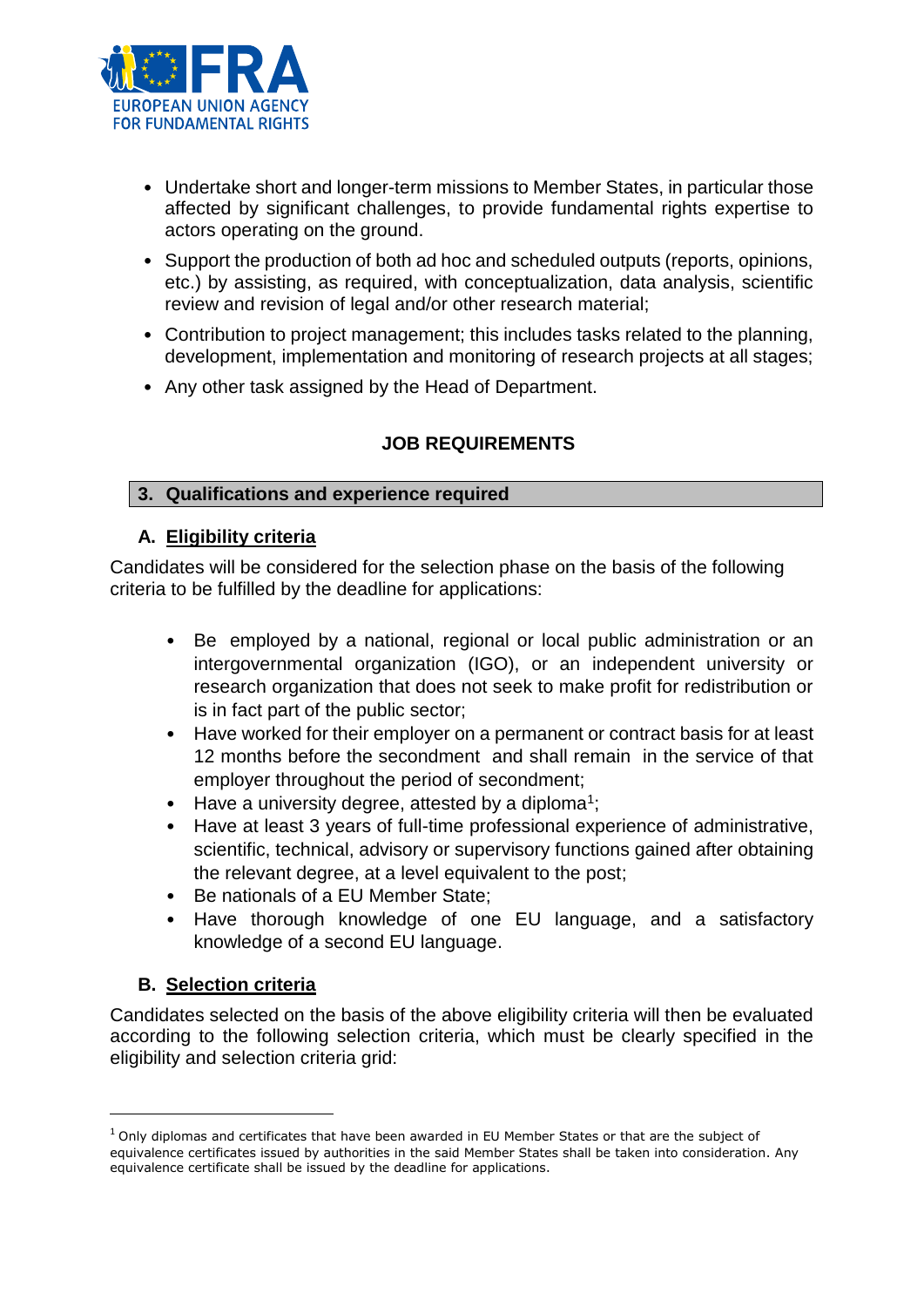- Undertake short and longer-term missions to Member States, in particular those affected by significant challenges, to provide fundamental rights expertise to actors operating on the ground.
- Support the production of both ad hoc and scheduled outputs (reports, opinions, etc.) by assisting, as required, with conceptualization, data analysis, scientific review and revision of legal and/or other research material;
- Contribution to project management; this includes tasks related to the planning, development, implementation and monitoring of research projects at all stages;
- Any other task assigned by the Head of Department.

**JOB REQUIREMENTS**

## 3. Qualifications and experience required

### A. Eligibility criteria

Candidates will be considered for the selection phase on the basis of the following criteria to be fulfilled by the deadline for applications:

- Be employed by a national, regional or local public administration or an intergovernmental organization (IGO), or an independent university or research organization that does not seek to make profit for redistribution or is in fact part of the public sector;
- Have worked for their employer on a permanent or contract basis for at least 12 months before the secondment and shall remain in the service of that employer throughout the period of secondment;
- Have a university degree, attested by a diploma[1];
- Have at least 3 years of full-time professional experience of administrative, scientific, technical, advisory or supervisory functions gained after obtaining the relevant degree, at a level equivalent to the post;
- Be nationals of a EU Member State;
- Have thorough knowledge of one EU language, and a satisfactory knowledge of a second EU language.

### B. Selection criteria

Candidates selected on the basis of the above eligibility criteria will then be evaluated according to the following selection criteria, which must be clearly specified in the eligibility and selection criteria grid:

---

[1] Only diplomas and certificates that have been awarded in EU Member States or that are the subject of equivalence certificates issued by authorities in the said Member States shall be taken into consideration. Any equivalence certificate shall be issued by the deadline for applications.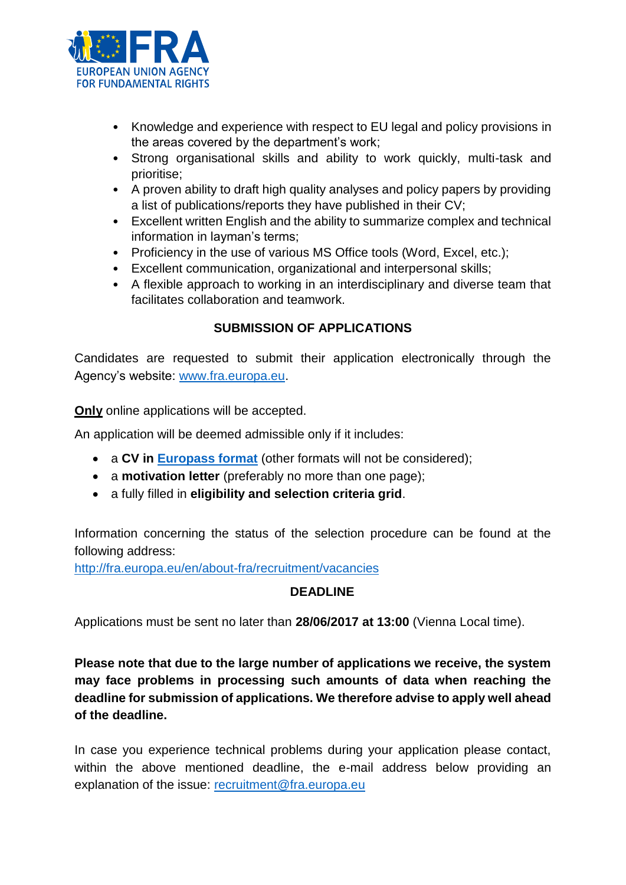- Knowledge and experience with respect to EU legal and policy provisions in the areas covered by the department's work;
- Strong organisational skills and ability to work quickly, multi-task and prioritise;
- A proven ability to draft high quality analyses and policy papers by providing a list of publications/reports they have published in their CV;
- Excellent written English and the ability to summarize complex and technical information in layman's terms;
- Proficiency in the use of various MS Office tools (Word, Excel, etc.);
- Excellent communication, organizational and interpersonal skills;
- A flexible approach to working in an interdisciplinary and diverse team that facilitates collaboration and teamwork.

## SUBMISSION OF APPLICATIONS

Candidates are requested to submit their application electronically through the Agency's website: [www.fra.europa.eu](http://www.fra.europa.eu).

**Only** online applications will be accepted.

An application will be deemed admissible only if it includes:

- a **CV in Europass format** (other formats will not be considered);
- a **motivation letter** (preferably no more than one page);
- a fully filled in **eligibility and selection criteria grid**.

Information concerning the status of the selection procedure can be found at the following address:
http://fra.europa.eu/en/about-fra/recruitment/vacancies

## DEADLINE

Applications must be sent no later than **28/06/2017 at 13:00** (Vienna Local time).

**Please note that due to the large number of applications we receive, the system may face problems in processing such amounts of data when reaching the deadline for submission of applications. We therefore advise to apply well ahead of the deadline.**

In case you experience technical problems during your application please contact, within the above mentioned deadline, the e-mail address below providing an explanation of the issue: recruitment@fra.europa.eu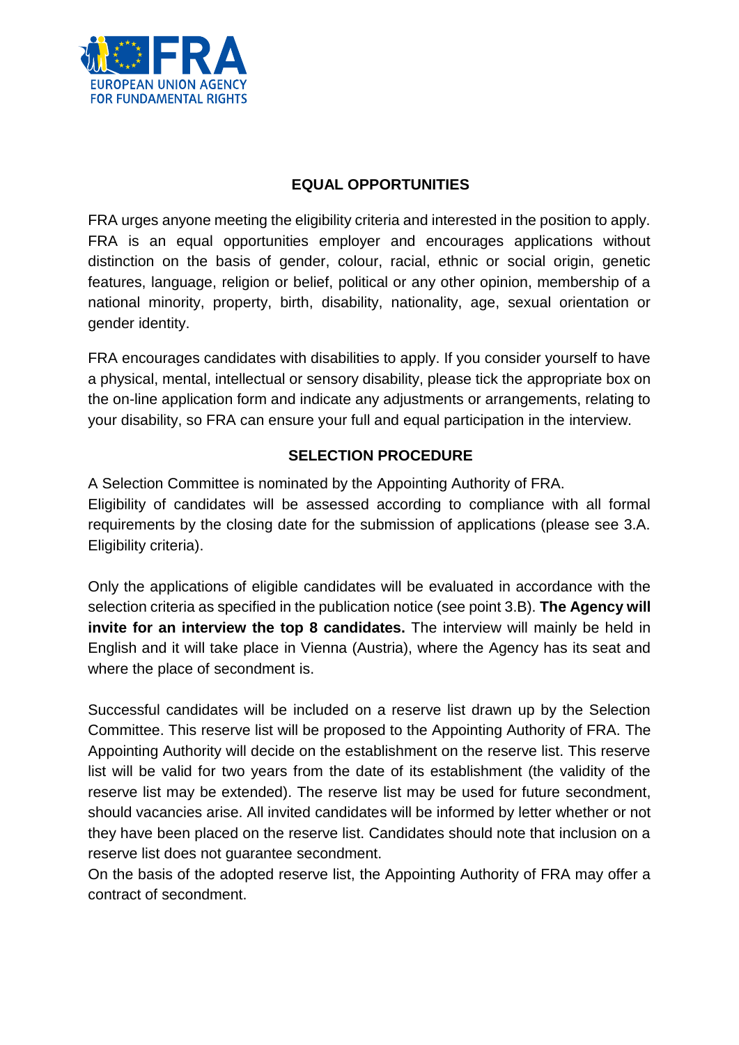## EQUAL OPPORTUNITIES

FRA urges anyone meeting the eligibility criteria and interested in the position to apply. FRA is an equal opportunities employer and encourages applications without distinction on the basis of gender, colour, racial, ethnic or social origin, genetic features, language, religion or belief, political or any other opinion, membership of a national minority, property, birth, disability, nationality, age, sexual orientation or gender identity.

FRA encourages candidates with disabilities to apply. If you consider yourself to have a physical, mental, intellectual or sensory disability, please tick the appropriate box on the on-line application form and indicate any adjustments or arrangements, relating to your disability, so FRA can ensure your full and equal participation in the interview.

## SELECTION PROCEDURE

A Selection Committee is nominated by the Appointing Authority of FRA.
Eligibility of candidates will be assessed according to compliance with all formal requirements by the closing date for the submission of applications (please see 3.A. Eligibility criteria).

Only the applications of eligible candidates will be evaluated in accordance with the selection criteria as specified in the publication notice (see point 3.B). **The Agency will invite for an interview the top 8 candidates.** The interview will mainly be held in English and it will take place in Vienna (Austria), where the Agency has its seat and where the place of secondment is.

Successful candidates will be included on a reserve list drawn up by the Selection Committee. This reserve list will be proposed to the Appointing Authority of FRA. The Appointing Authority will decide on the establishment on the reserve list. This reserve list will be valid for two years from the date of its establishment (the validity of the reserve list may be extended). The reserve list may be used for future secondment, should vacancies arise. All invited candidates will be informed by letter whether or not they have been placed on the reserve list. Candidates should note that inclusion on a reserve list does not guarantee secondment.
On the basis of the adopted reserve list, the Appointing Authority of FRA may offer a contract of secondment.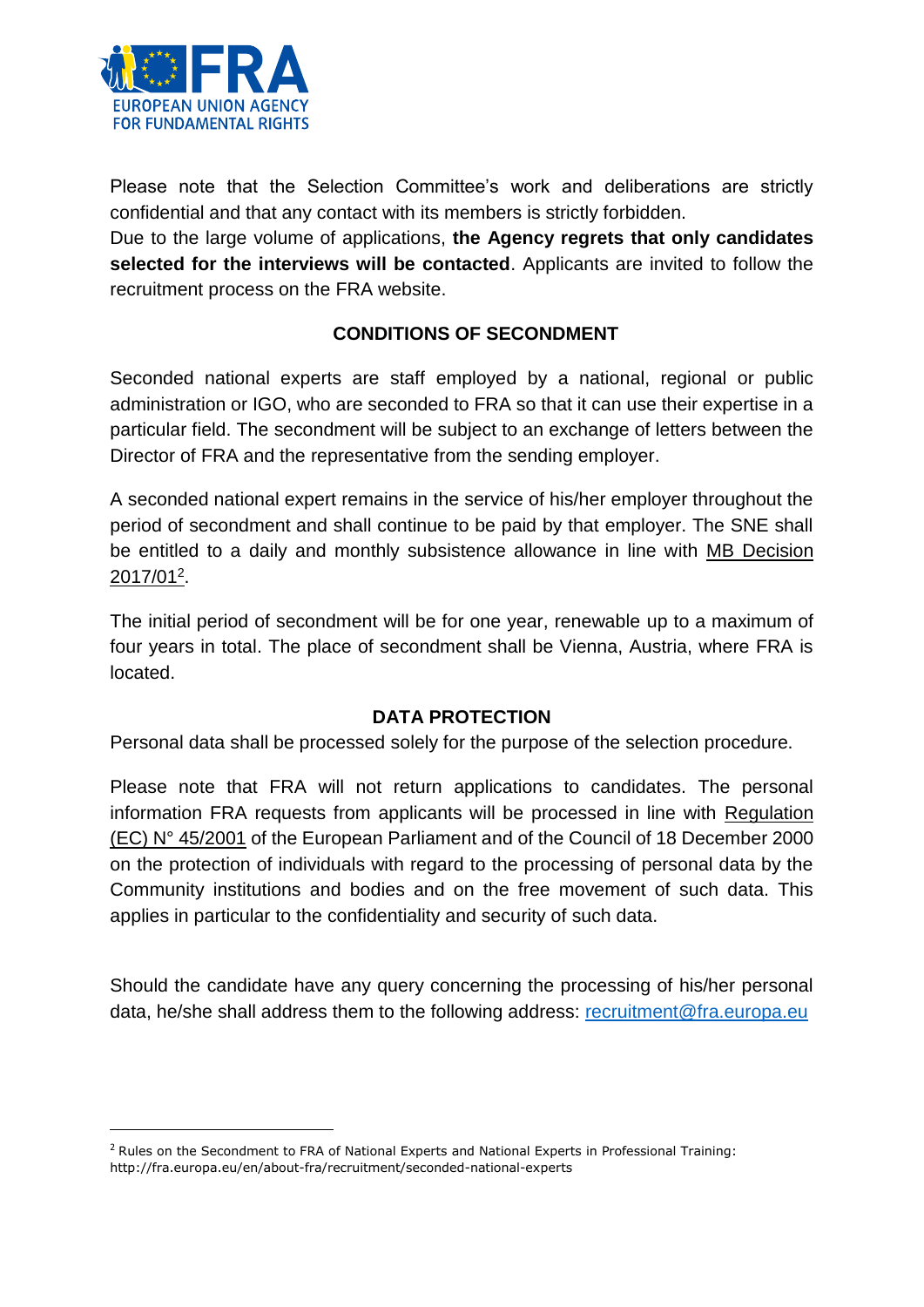Please note that the Selection Committee's work and deliberations are strictly confidential and that any contact with its members is strictly forbidden.
Due to the large volume of applications, **the Agency regrets that only candidates selected for the interviews will be contacted**. Applicants are invited to follow the recruitment process on the FRA website.

## CONDITIONS OF SECONDMENT

Seconded national experts are staff employed by a national, regional or public administration or IGO, who are seconded to FRA so that it can use their expertise in a particular field. The secondment will be subject to an exchange of letters between the Director of FRA and the representative from the sending employer.

A seconded national expert remains in the service of his/her employer throughout the period of secondment and shall continue to be paid by that employer. The SNE shall be entitled to a daily and monthly subsistence allowance in line with MB Decision 2017/01[2].

The initial period of secondment will be for one year, renewable up to a maximum of four years in total. The place of secondment shall be Vienna, Austria, where FRA is located.

## DATA PROTECTION

Personal data shall be processed solely for the purpose of the selection procedure.

Please note that FRA will not return applications to candidates. The personal information FRA requests from applicants will be processed in line with Regulation (EC) N° 45/2001 of the European Parliament and of the Council of 18 December 2000 on the protection of individuals with regard to the processing of personal data by the Community institutions and bodies and on the free movement of such data. This applies in particular to the confidentiality and security of such data.

Should the candidate have any query concerning the processing of his/her personal data, he/she shall address them to the following address: recruitment@fra.europa.eu

---

[2] Rules on the Secondment to FRA of National Experts and National Experts in Professional Training: http://fra.europa.eu/en/about-fra/recruitment/seconded-national-experts